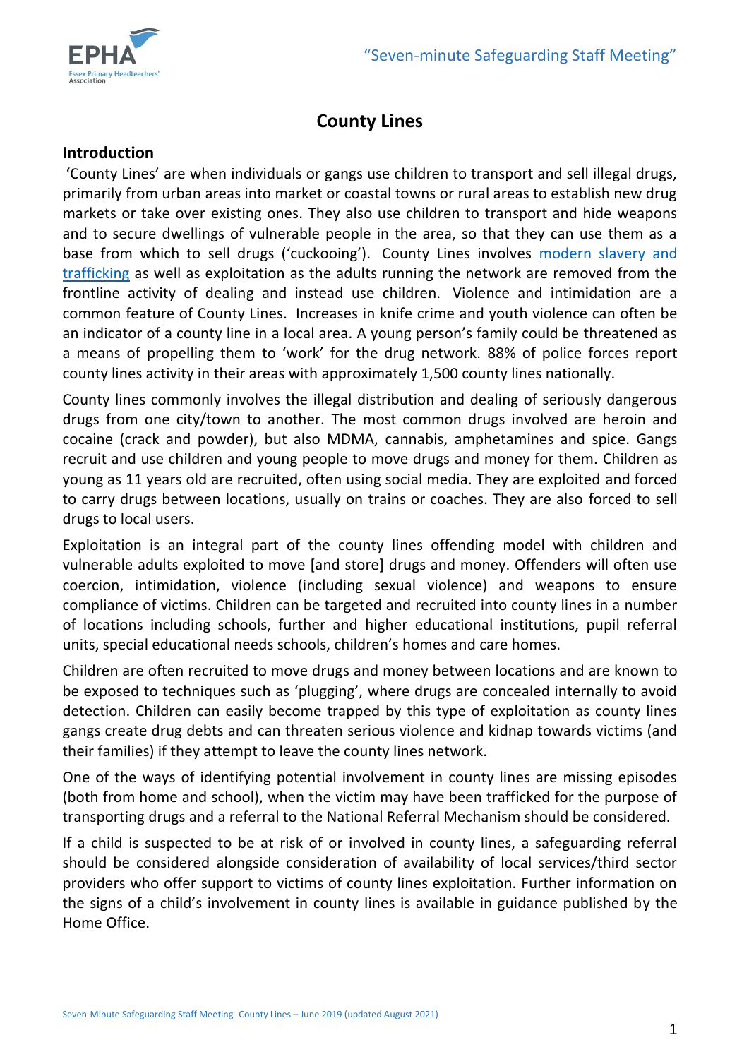# County Lines

## Introduction

'County Lines' are when individuals or gangs use children to transport and sell illegal drugs, primarily from urban areas into market or coastal towns or rural areas to establish new drug markets or take over existing ones. They also use children to transport and hide weapons and to secure dwellings of vulnerable people in the area, so that they can use them as a base from which to sell drugs ('cuckooing'). County Lines involves modern slavery and trafficking as well as exploitation as the adults running the network are removed from the frontline activity of dealing and instead use children. Violence and intimidation are a common feature of County Lines. Increases in knife crime and youth violence can often be an indicator of a county line in a local area. A young person's family could be threatened as a means of propelling them to 'work' for the drug network. 88% of police forces report county lines activity in their areas with approximately 1,500 county lines nationally.

County lines commonly involves the illegal distribution and dealing of seriously dangerous drugs from one city/town to another. The most common drugs involved are heroin and cocaine (crack and powder), but also MDMA, cannabis, amphetamines and spice. Gangs recruit and use children and young people to move drugs and money for them. Children as young as 11 years old are recruited, often using social media. They are exploited and forced to carry drugs between locations, usually on trains or coaches. They are also forced to sell drugs to local users.

Exploitation is an integral part of the county lines offending model with children and vulnerable adults exploited to move [and store] drugs and money. Offenders will often use coercion, intimidation, violence (including sexual violence) and weapons to ensure compliance of victims. Children can be targeted and recruited into county lines in a number of locations including schools, further and higher educational institutions, pupil referral units, special educational needs schools, children's homes and care homes.

Children are often recruited to move drugs and money between locations and are known to be exposed to techniques such as 'plugging', where drugs are concealed internally to avoid detection. Children can easily become trapped by this type of exploitation as county lines gangs create drug debts and can threaten serious violence and kidnap towards victims (and their families) if they attempt to leave the county lines network.

One of the ways of identifying potential involvement in county lines are missing episodes (both from home and school), when the victim may have been trafficked for the purpose of transporting drugs and a referral to the National Referral Mechanism should be considered.

If a child is suspected to be at risk of or involved in county lines, a safeguarding referral should be considered alongside consideration of availability of local services/third sector providers who offer support to victims of county lines exploitation. Further information on the signs of a child's involvement in county lines is available in guidance published by the Home Office.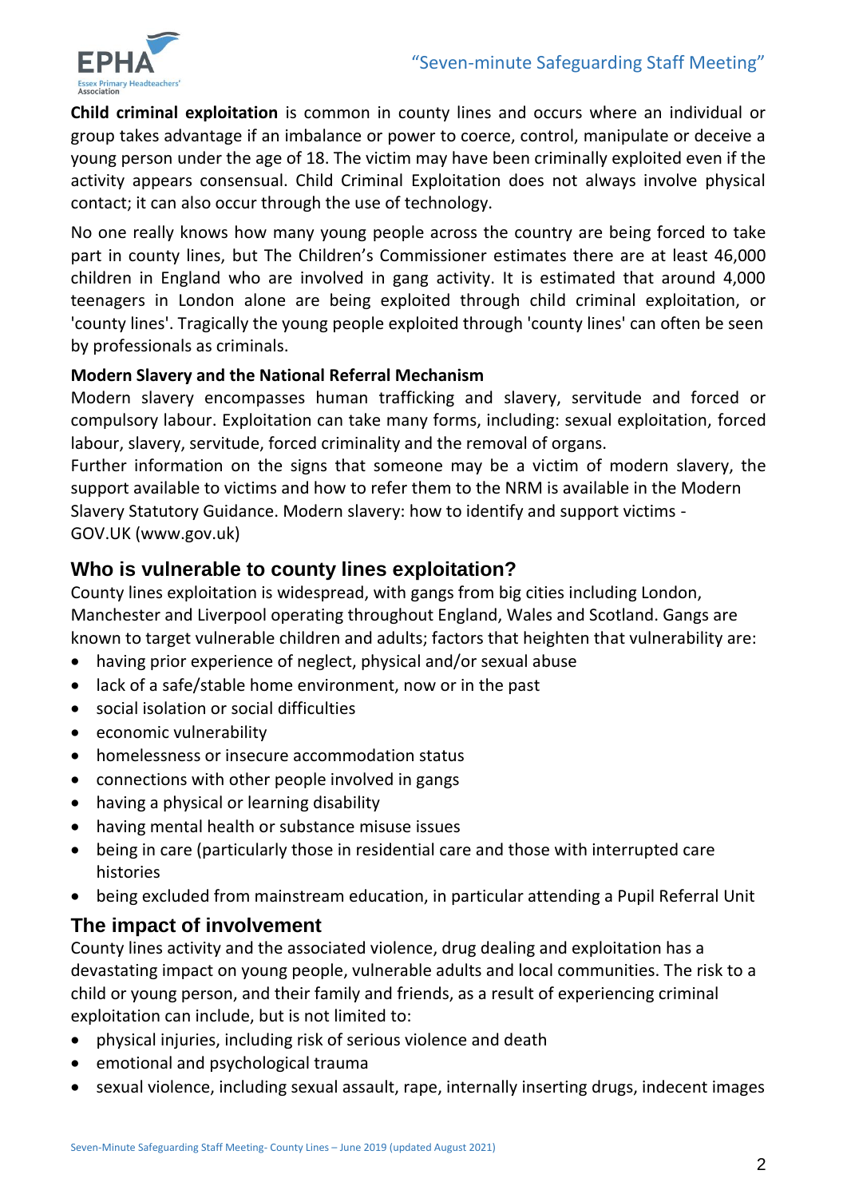**Child criminal exploitation** is common in county lines and occurs where an individual or group takes advantage if an imbalance or power to coerce, control, manipulate or deceive a young person under the age of 18. The victim may have been criminally exploited even if the activity appears consensual. Child Criminal Exploitation does not always involve physical contact; it can also occur through the use of technology.

No one really knows how many young people across the country are being forced to take part in county lines, but The Children's Commissioner estimates there are at least 46,000 children in England who are involved in gang activity. It is estimated that around 4,000 teenagers in London alone are being exploited through child criminal exploitation, or 'county lines'. Tragically the young people exploited through 'county lines' can often be seen by professionals as criminals.

**Modern Slavery and the National Referral Mechanism**

Modern slavery encompasses human trafficking and slavery, servitude and forced or compulsory labour. Exploitation can take many forms, including: sexual exploitation, forced labour, slavery, servitude, forced criminality and the removal of organs.

Further information on the signs that someone may be a victim of modern slavery, the support available to victims and how to refer them to the NRM is available in the Modern Slavery Statutory Guidance. Modern slavery: how to identify and support victims - GOV.UK (www.gov.uk)

## Who is vulnerable to county lines exploitation?

County lines exploitation is widespread, with gangs from big cities including London, Manchester and Liverpool operating throughout England, Wales and Scotland. Gangs are known to target vulnerable children and adults; factors that heighten that vulnerability are:

- having prior experience of neglect, physical and/or sexual abuse
- lack of a safe/stable home environment, now or in the past
- social isolation or social difficulties
- economic vulnerability
- homelessness or insecure accommodation status
- connections with other people involved in gangs
- having a physical or learning disability
- having mental health or substance misuse issues
- being in care (particularly those in residential care and those with interrupted care histories
- being excluded from mainstream education, in particular attending a Pupil Referral Unit

## The impact of involvement

County lines activity and the associated violence, drug dealing and exploitation has a devastating impact on young people, vulnerable adults and local communities. The risk to a child or young person, and their family and friends, as a result of experiencing criminal exploitation can include, but is not limited to:

- physical injuries, including risk of serious violence and death
- emotional and psychological trauma
- sexual violence, including sexual assault, rape, internally inserting drugs, indecent images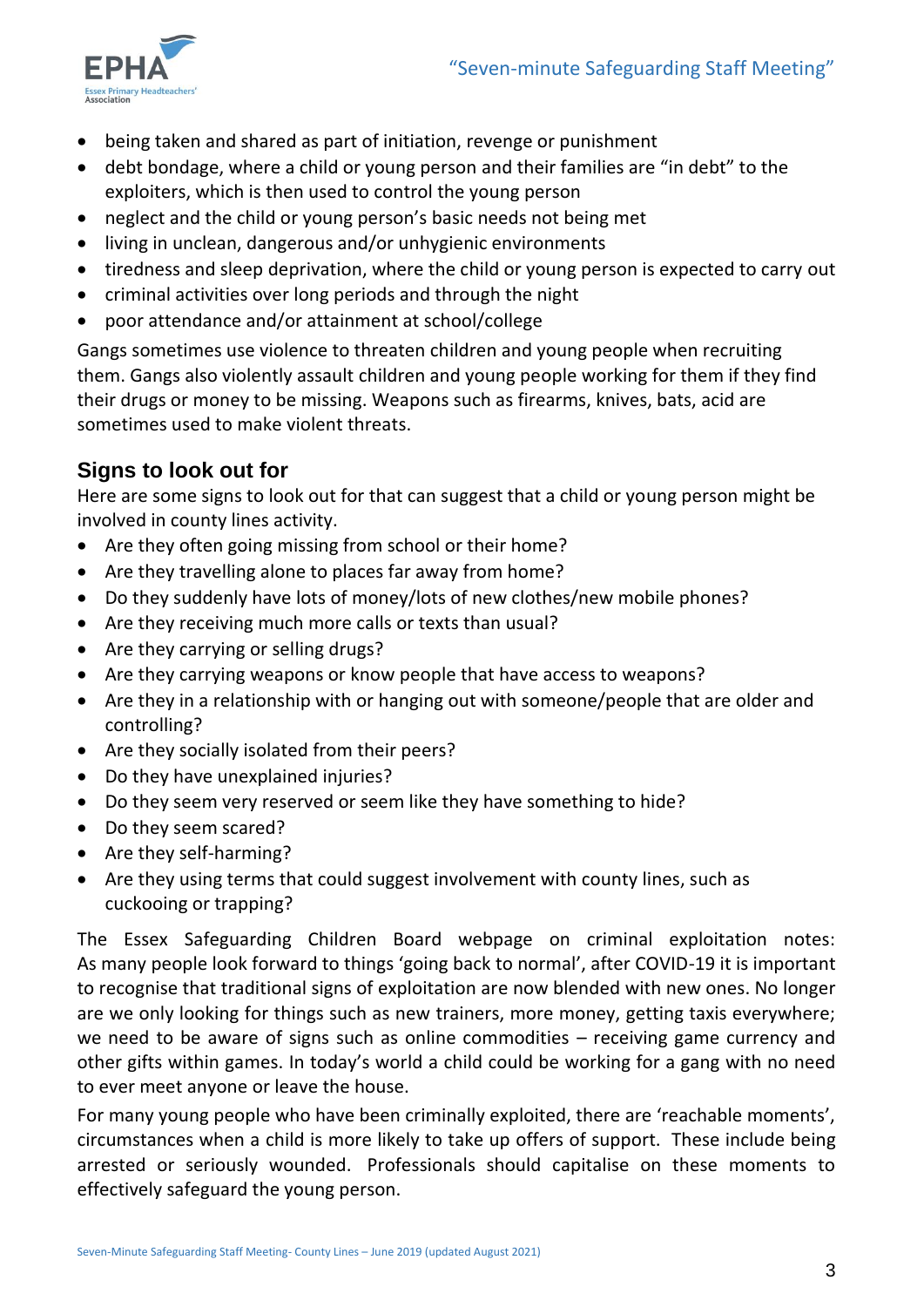- being taken and shared as part of initiation, revenge or punishment
- debt bondage, where a child or young person and their families are "in debt" to the exploiters, which is then used to control the young person
- neglect and the child or young person's basic needs not being met
- living in unclean, dangerous and/or unhygienic environments
- tiredness and sleep deprivation, where the child or young person is expected to carry out
- criminal activities over long periods and through the night
- poor attendance and/or attainment at school/college

Gangs sometimes use violence to threaten children and young people when recruiting them. Gangs also violently assault children and young people working for them if they find their drugs or money to be missing. Weapons such as firearms, knives, bats, acid are sometimes used to make violent threats.

## Signs to look out for

Here are some signs to look out for that can suggest that a child or young person might be involved in county lines activity.

- Are they often going missing from school or their home?
- Are they travelling alone to places far away from home?
- Do they suddenly have lots of money/lots of new clothes/new mobile phones?
- Are they receiving much more calls or texts than usual?
- Are they carrying or selling drugs?
- Are they carrying weapons or know people that have access to weapons?
- Are they in a relationship with or hanging out with someone/people that are older and controlling?
- Are they socially isolated from their peers?
- Do they have unexplained injuries?
- Do they seem very reserved or seem like they have something to hide?
- Do they seem scared?
- Are they self-harming?
- Are they using terms that could suggest involvement with county lines, such as cuckooing or trapping?

The Essex Safeguarding Children Board webpage on criminal exploitation notes: As many people look forward to things 'going back to normal', after COVID-19 it is important to recognise that traditional signs of exploitation are now blended with new ones. No longer are we only looking for things such as new trainers, more money, getting taxis everywhere; we need to be aware of signs such as online commodities – receiving game currency and other gifts within games. In today's world a child could be working for a gang with no need to ever meet anyone or leave the house.

For many young people who have been criminally exploited, there are 'reachable moments', circumstances when a child is more likely to take up offers of support. These include being arrested or seriously wounded. Professionals should capitalise on these moments to effectively safeguard the young person.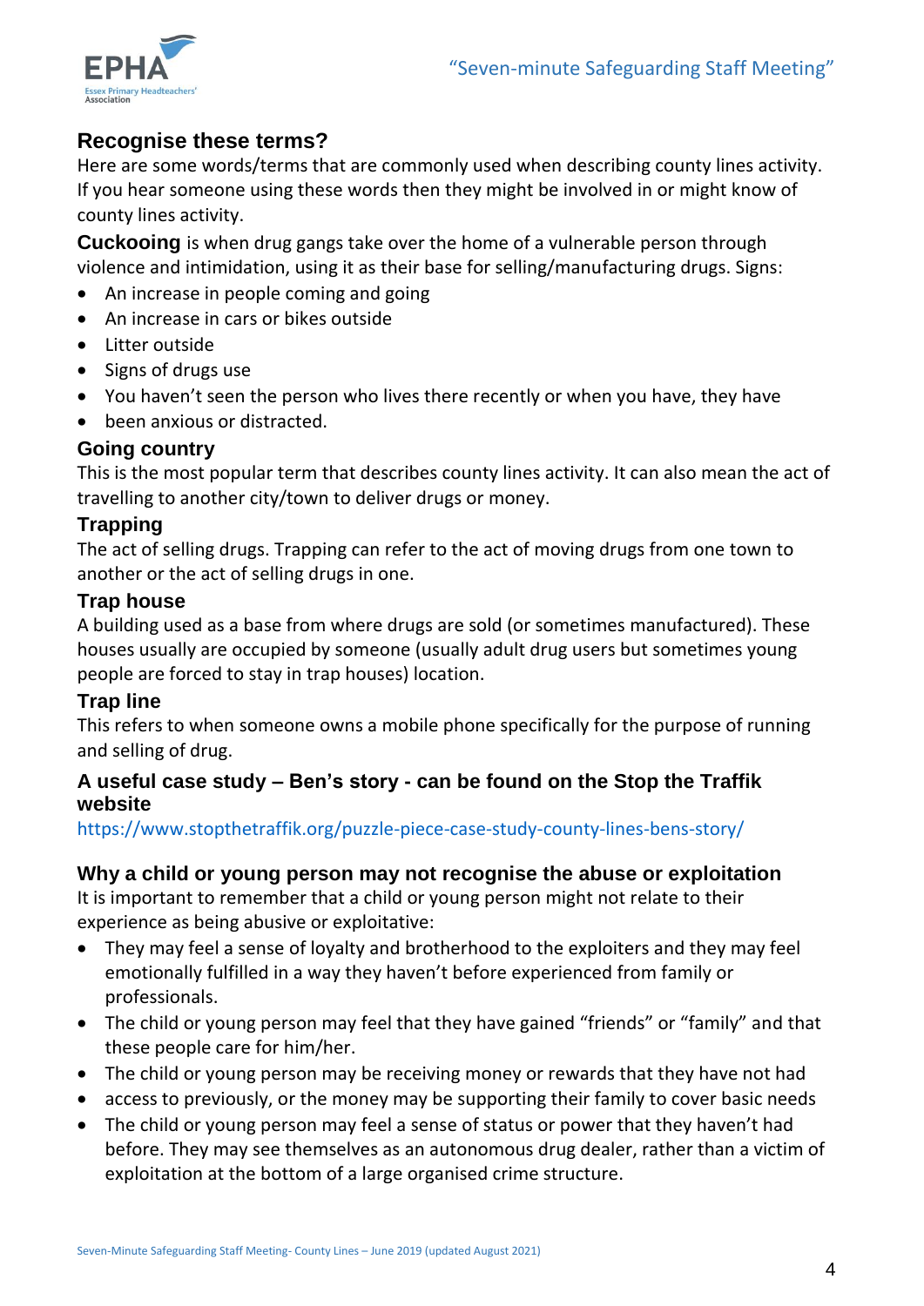## Recognise these terms?

Here are some words/terms that are commonly used when describing county lines activity. If you hear someone using these words then they might be involved in or might know of county lines activity.

**Cuckooing** is when drug gangs take over the home of a vulnerable person through violence and intimidation, using it as their base for selling/manufacturing drugs. Signs:

- An increase in people coming and going
- An increase in cars or bikes outside
- Litter outside
- Signs of drugs use
- You haven't seen the person who lives there recently or when you have, they have
- been anxious or distracted.

### Going country

This is the most popular term that describes county lines activity. It can also mean the act of travelling to another city/town to deliver drugs or money.

### Trapping

The act of selling drugs. Trapping can refer to the act of moving drugs from one town to another or the act of selling drugs in one.

### Trap house

A building used as a base from where drugs are sold (or sometimes manufactured). These houses usually are occupied by someone (usually adult drug users but sometimes young people are forced to stay in trap houses) location.

### Trap line

This refers to when someone owns a mobile phone specifically for the purpose of running and selling of drug.

### A useful case study – Ben's story - can be found on the Stop the Traffik website

https://www.stopthetraffik.org/puzzle-piece-case-study-county-lines-bens-story/

### Why a child or young person may not recognise the abuse or exploitation

It is important to remember that a child or young person might not relate to their experience as being abusive or exploitative:

- They may feel a sense of loyalty and brotherhood to the exploiters and they may feel emotionally fulfilled in a way they haven't before experienced from family or professionals.
- The child or young person may feel that they have gained "friends" or "family" and that these people care for him/her.
- The child or young person may be receiving money or rewards that they have not had
- access to previously, or the money may be supporting their family to cover basic needs
- The child or young person may feel a sense of status or power that they haven't had before. They may see themselves as an autonomous drug dealer, rather than a victim of exploitation at the bottom of a large organised crime structure.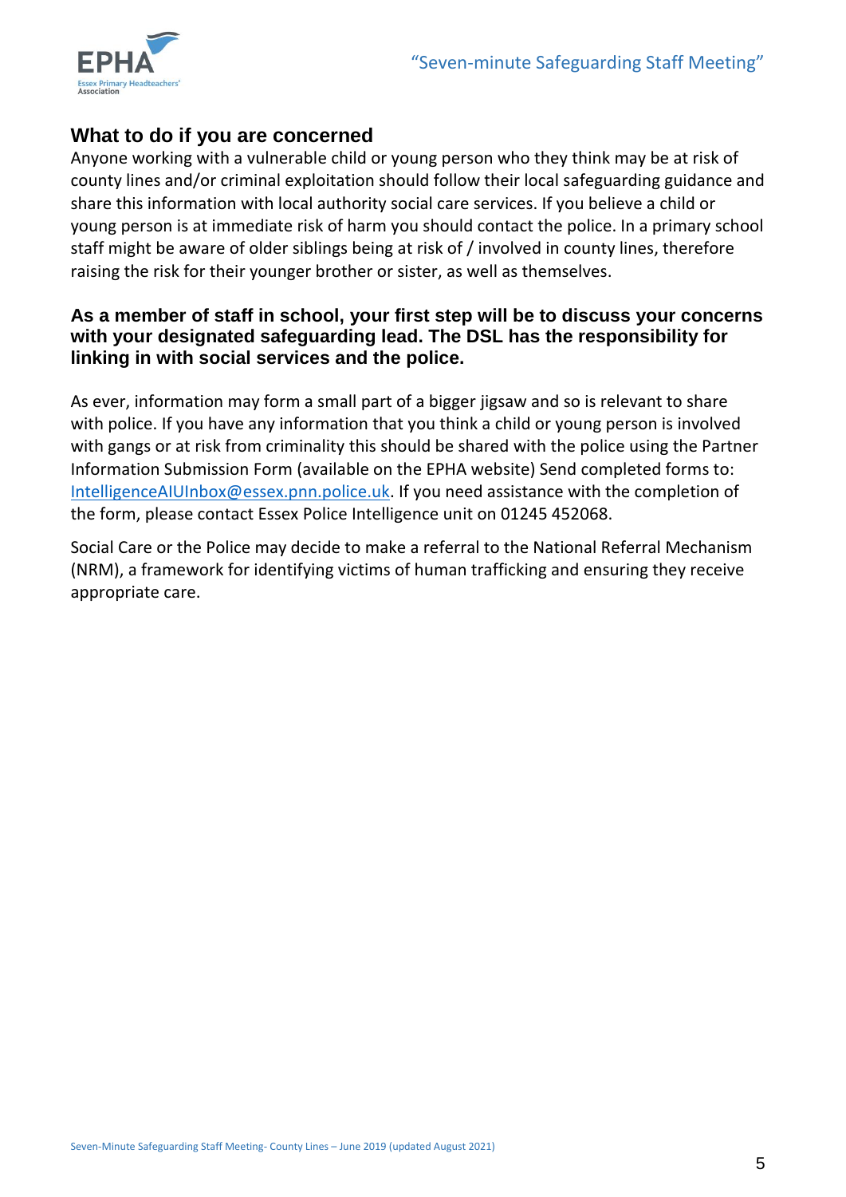## What to do if you are concerned

Anyone working with a vulnerable child or young person who they think may be at risk of county lines and/or criminal exploitation should follow their local safeguarding guidance and share this information with local authority social care services. If you believe a child or young person is at immediate risk of harm you should contact the police. In a primary school staff might be aware of older siblings being at risk of / involved in county lines, therefore raising the risk for their younger brother or sister, as well as themselves.

**As a member of staff in school, your first step will be to discuss your concerns with your designated safeguarding lead. The DSL has the responsibility for linking in with social services and the police.**

As ever, information may form a small part of a bigger jigsaw and so is relevant to share with police. If you have any information that you think a child or young person is involved with gangs or at risk from criminality this should be shared with the police using the Partner Information Submission Form (available on the EPHA website) Send completed forms to: IntelligenceAIUInbox@essex.pnn.police.uk. If you need assistance with the completion of the form, please contact Essex Police Intelligence unit on 01245 452068.

Social Care or the Police may decide to make a referral to the National Referral Mechanism (NRM), a framework for identifying victims of human trafficking and ensuring they receive appropriate care.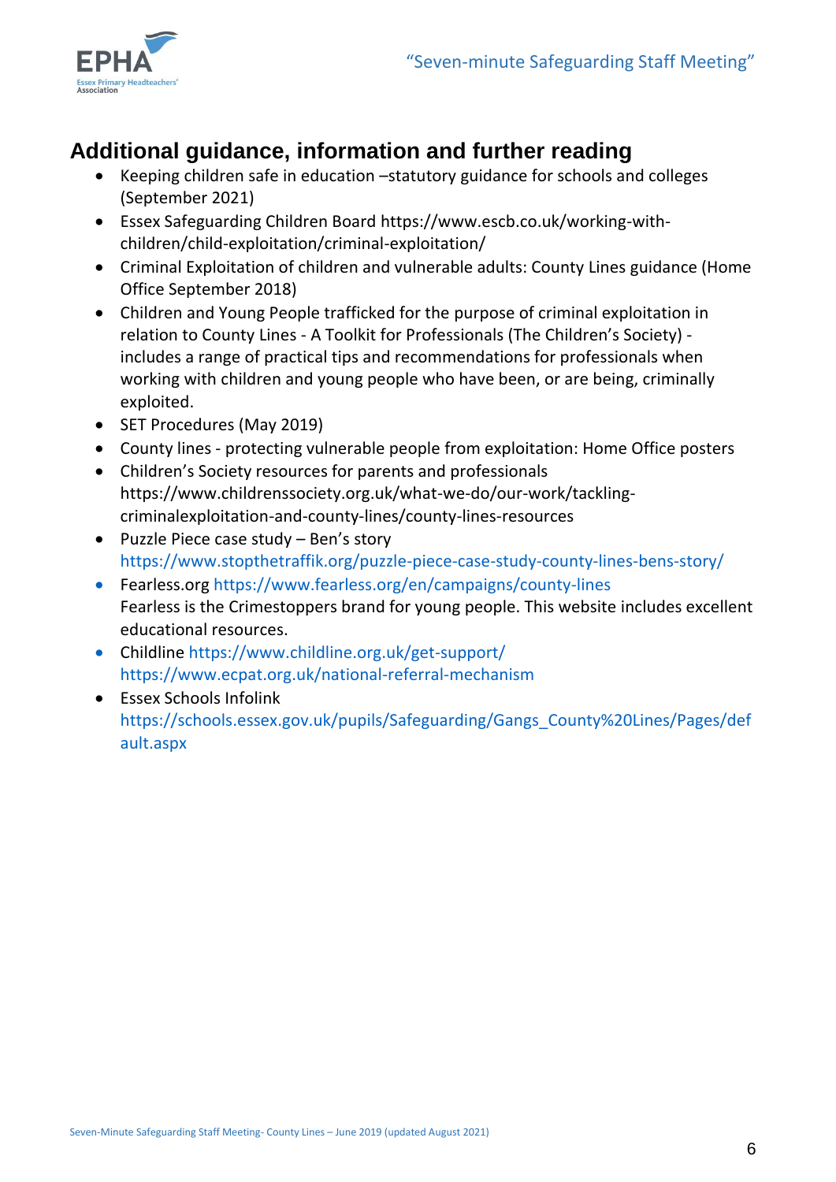## Additional guidance, information and further reading

- Keeping children safe in education –statutory guidance for schools and colleges (September 2021)
- Essex Safeguarding Children Board https://www.escb.co.uk/working-with-children/child-exploitation/criminal-exploitation/
- Criminal Exploitation of children and vulnerable adults: County Lines guidance (Home Office September 2018)
- Children and Young People trafficked for the purpose of criminal exploitation in relation to County Lines - A Toolkit for Professionals (The Children's Society) - includes a range of practical tips and recommendations for professionals when working with children and young people who have been, or are being, criminally exploited.
- SET Procedures (May 2019)
- County lines - protecting vulnerable people from exploitation: Home Office posters
- Children's Society resources for parents and professionals https://www.childrenssociety.org.uk/what-we-do/our-work/tackling-criminalexploitation-and-county-lines/county-lines-resources
- Puzzle Piece case study – Ben's story https://www.stopthetraffik.org/puzzle-piece-case-study-county-lines-bens-story/
- Fearless.org https://www.fearless.org/en/campaigns/county-lines
  Fearless is the Crimestoppers brand for young people. This website includes excellent educational resources.
- Childline https://www.childline.org.uk/get-support/
  https://www.ecpat.org.uk/national-referral-mechanism
- Essex Schools Infolink
  https://schools.essex.gov.uk/pupils/Safeguarding/Gangs_County%20Lines/Pages/default.aspx